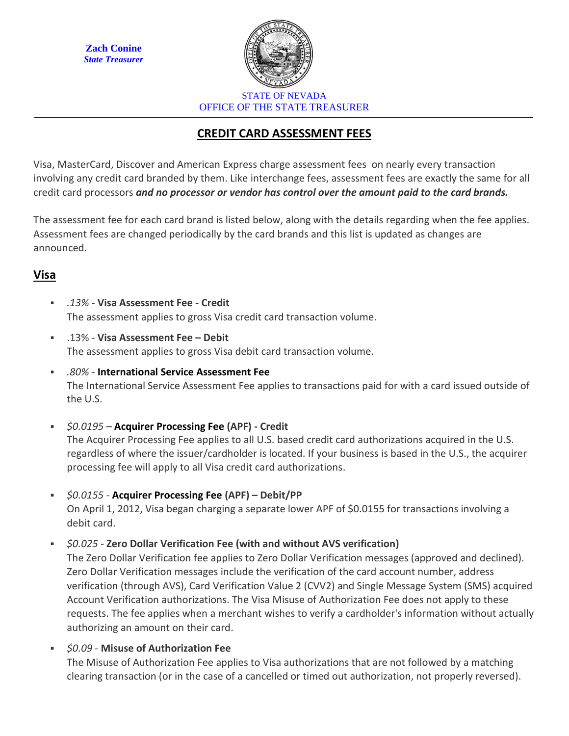**Zach Conine**
***State Treasurer***

STATE OF NEVADA
OFFICE OF THE STATE TREASURER

# CREDIT CARD ASSESSMENT FEES

Visa, MasterCard, Discover and American Express charge assessment fees on nearly every transaction involving any credit card branded by them. Like interchange fees, assessment fees are exactly the same for all credit card processors ***and no processor or vendor has control over the amount paid to the card brands.***

The assessment fee for each card brand is listed below, along with the details regarding when the fee applies. Assessment fees are changed periodically by the card brands and this list is updated as changes are announced.

## Visa

- *.13%* - **Visa Assessment Fee - Credit**
  The assessment applies to gross Visa credit card transaction volume.
- .13% - **Visa Assessment Fee – Debit**
  The assessment applies to gross Visa debit card transaction volume.
- *.80%* - **International Service Assessment Fee**
  The International Service Assessment Fee applies to transactions paid for with a card issued outside of the U.S.
- *$0.0195* – **Acquirer Processing Fee (APF) - Credit**
  The Acquirer Processing Fee applies to all U.S. based credit card authorizations acquired in the U.S. regardless of where the issuer/cardholder is located. If your business is based in the U.S., the acquirer processing fee will apply to all Visa credit card authorizations.
- *$0.0155* - **Acquirer Processing Fee (APF) – Debit/PP**
  On April 1, 2012, Visa began charging a separate lower APF of $0.0155 for transactions involving a debit card.
- *$0.025* - **Zero Dollar Verification Fee (with and without AVS verification)**
  The Zero Dollar Verification fee applies to Zero Dollar Verification messages (approved and declined). Zero Dollar Verification messages include the verification of the card account number, address verification (through AVS), Card Verification Value 2 (CVV2) and Single Message System (SMS) acquired Account Verification authorizations. The Visa Misuse of Authorization Fee does not apply to these requests. The fee applies when a merchant wishes to verify a cardholder's information without actually authorizing an amount on their card.
- *$0.09* - **Misuse of Authorization Fee**
  The Misuse of Authorization Fee applies to Visa authorizations that are not followed by a matching clearing transaction (or in the case of a cancelled or timed out authorization, not properly reversed).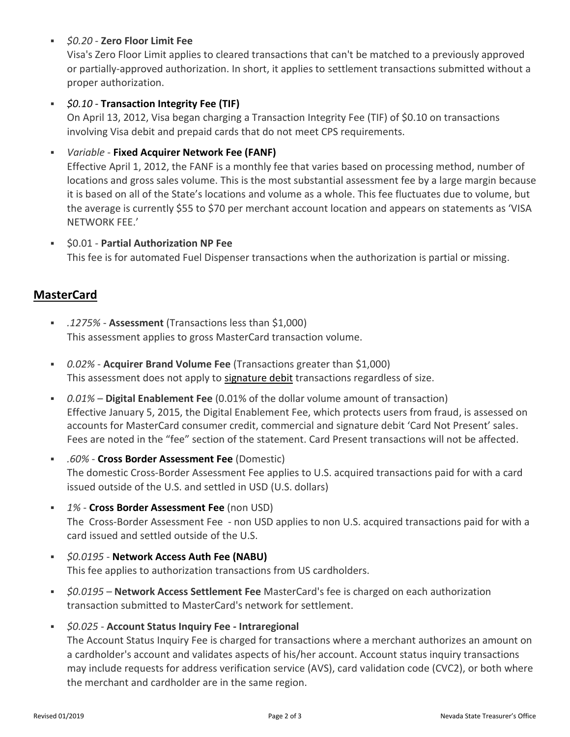- *$0.20* - **Zero Floor Limit Fee**
  Visa's Zero Floor Limit applies to cleared transactions that can't be matched to a previously approved or partially-approved authorization. In short, it applies to settlement transactions submitted without a proper authorization.

- *$0.10* - **Transaction Integrity Fee (TIF)**
  On April 13, 2012, Visa began charging a Transaction Integrity Fee (TIF) of $0.10 on transactions involving Visa debit and prepaid cards that do not meet CPS requirements.

- *Variable* - **Fixed Acquirer Network Fee (FANF)**
  Effective April 1, 2012, the FANF is a monthly fee that varies based on processing method, number of locations and gross sales volume. This is the most substantial assessment fee by a large margin because it is based on all of the State's locations and volume as a whole. This fee fluctuates due to volume, but the average is currently $55 to $70 per merchant account location and appears on statements as 'VISA NETWORK FEE.'

- $0.01 - **Partial Authorization NP Fee**
  This fee is for automated Fuel Dispenser transactions when the authorization is partial or missing.

## MasterCard

- *.1275%* - **Assessment** (Transactions less than $1,000)
  This assessment applies to gross MasterCard transaction volume.

- *0.02%* - **Acquirer Brand Volume Fee** (Transactions greater than $1,000)
  This assessment does not apply to signature debit transactions regardless of size.

- *0.01%* – **Digital Enablement Fee** (0.01% of the dollar volume amount of transaction)
  Effective January 5, 2015, the Digital Enablement Fee, which protects users from fraud, is assessed on accounts for MasterCard consumer credit, commercial and signature debit 'Card Not Present' sales. Fees are noted in the "fee" section of the statement. Card Present transactions will not be affected.

- *.60%* - **Cross Border Assessment Fee** (Domestic)
  The domestic Cross-Border Assessment Fee applies to U.S. acquired transactions paid for with a card issued outside of the U.S. and settled in USD (U.S. dollars)

- *1%* - **Cross Border Assessment Fee** (non USD)
  The Cross-Border Assessment Fee - non USD applies to non U.S. acquired transactions paid for with a card issued and settled outside of the U.S.

- *$0.0195* - **Network Access Auth Fee (NABU)**
  This fee applies to authorization transactions from US cardholders.

- *$0.0195* – **Network Access Settlement Fee** MasterCard's fee is charged on each authorization transaction submitted to MasterCard's network for settlement.

- *$0.025* - **Account Status Inquiry Fee - Intraregional**
  The Account Status Inquiry Fee is charged for transactions where a merchant authorizes an amount on a cardholder's account and validates aspects of his/her account. Account status inquiry transactions may include requests for address verification service (AVS), card validation code (CVC2), or both where the merchant and cardholder are in the same region.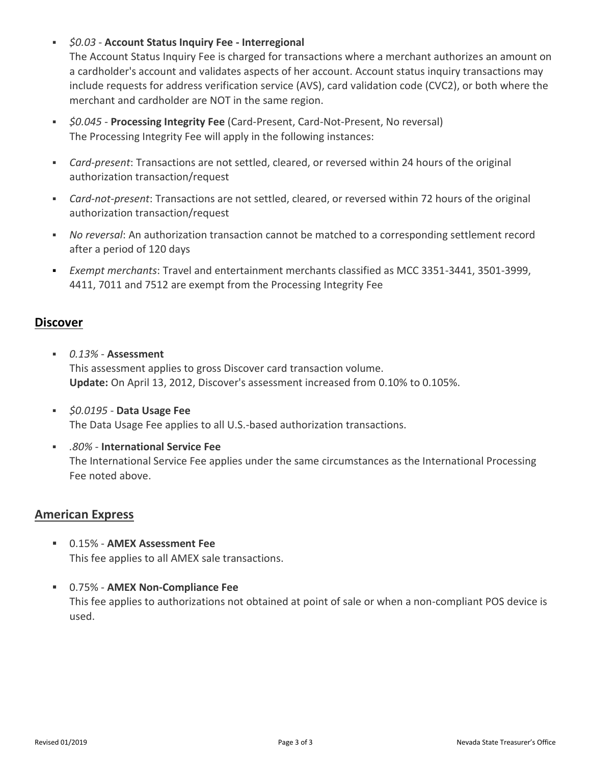- *$0.03* - **Account Status Inquiry Fee - Interregional**
  The Account Status Inquiry Fee is charged for transactions where a merchant authorizes an amount on a cardholder's account and validates aspects of her account. Account status inquiry transactions may include requests for address verification service (AVS), card validation code (CVC2), or both where the merchant and cardholder are NOT in the same region.

- *$0.045* - **Processing Integrity Fee** (Card-Present, Card-Not-Present, No reversal)
  The Processing Integrity Fee will apply in the following instances:

- *Card-present*: Transactions are not settled, cleared, or reversed within 24 hours of the original authorization transaction/request

- *Card-not-present*: Transactions are not settled, cleared, or reversed within 72 hours of the original authorization transaction/request

- *No reversal*: An authorization transaction cannot be matched to a corresponding settlement record after a period of 120 days

- *Exempt merchants*: Travel and entertainment merchants classified as MCC 3351-3441, 3501-3999, 4411, 7011 and 7512 are exempt from the Processing Integrity Fee

## Discover

- *0.13%* - **Assessment**
  This assessment applies to gross Discover card transaction volume.
  **Update:** On April 13, 2012, Discover's assessment increased from 0.10% to 0.105%.

- *$0.0195* - **Data Usage Fee**
  The Data Usage Fee applies to all U.S.-based authorization transactions.

- *.80%* - **International Service Fee**
  The International Service Fee applies under the same circumstances as the International Processing Fee noted above.

## American Express

- 0.15% - **AMEX Assessment Fee**
  This fee applies to all AMEX sale transactions.

- 0.75% - **AMEX Non-Compliance Fee**
  This fee applies to authorizations not obtained at point of sale or when a non-compliant POS device is used.